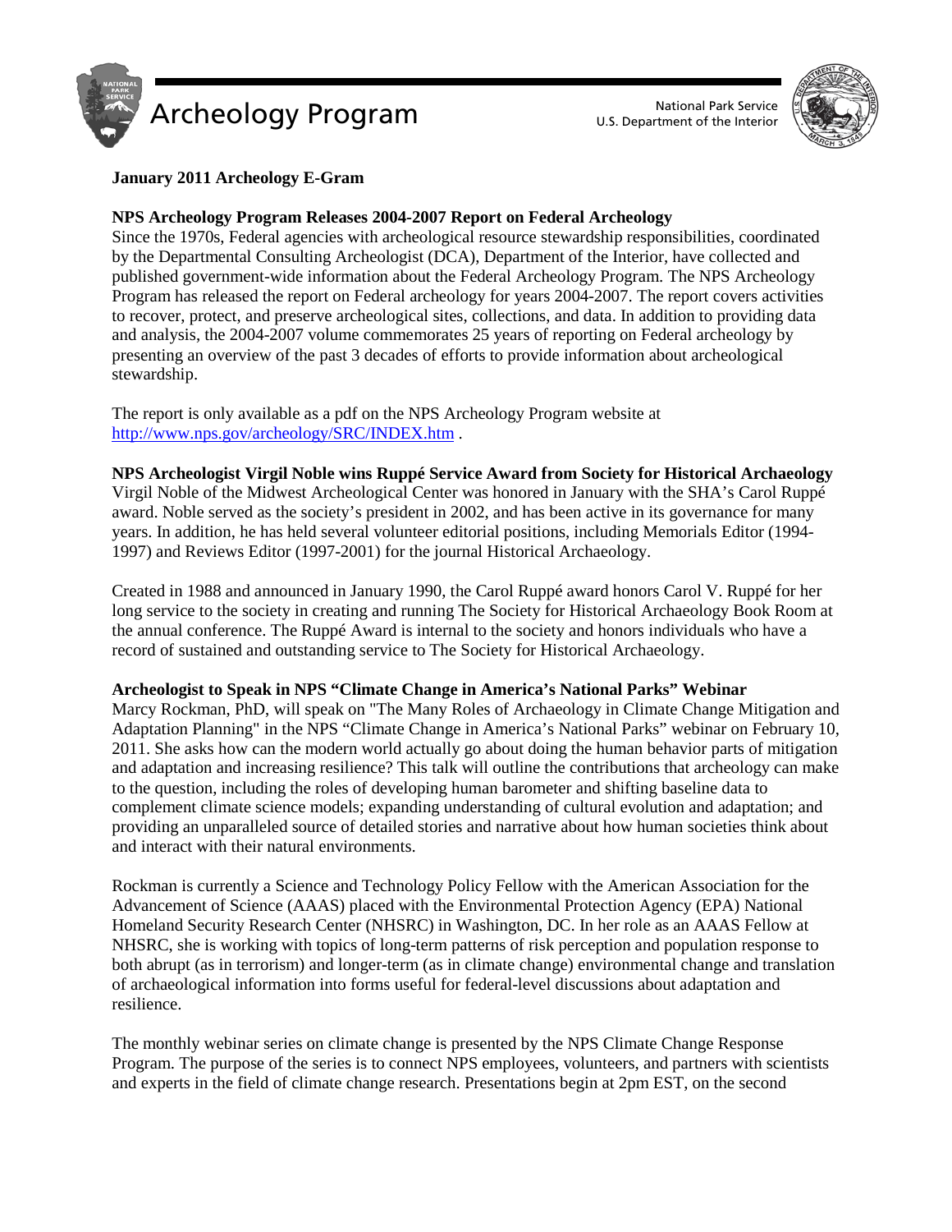# Archeology Program

National Park Service
U.S. Department of the Interior

**January 2011 Archeology E-Gram**

**NPS Archeology Program Releases 2004-2007 Report on Federal Archeology**

Since the 1970s, Federal agencies with archeological resource stewardship responsibilities, coordinated by the Departmental Consulting Archeologist (DCA), Department of the Interior, have collected and published government-wide information about the Federal Archeology Program. The NPS Archeology Program has released the report on Federal archeology for years 2004-2007. The report covers activities to recover, protect, and preserve archeological sites, collections, and data. In addition to providing data and analysis, the 2004-2007 volume commemorates 25 years of reporting on Federal archeology by presenting an overview of the past 3 decades of efforts to provide information about archeological stewardship.

The report is only available as a pdf on the NPS Archeology Program website at http://www.nps.gov/archeology/SRC/INDEX.htm .

**NPS Archeologist Virgil Noble wins Ruppé Service Award from Society for Historical Archaeology**

Virgil Noble of the Midwest Archeological Center was honored in January with the SHA's Carol Ruppé award. Noble served as the society's president in 2002, and has been active in its governance for many years. In addition, he has held several volunteer editorial positions, including Memorials Editor (1994-1997) and Reviews Editor (1997-2001) for the journal Historical Archaeology.

Created in 1988 and announced in January 1990, the Carol Ruppé award honors Carol V. Ruppé for her long service to the society in creating and running The Society for Historical Archaeology Book Room at the annual conference. The Ruppé Award is internal to the society and honors individuals who have a record of sustained and outstanding service to The Society for Historical Archaeology.

**Archeologist to Speak in NPS "Climate Change in America's National Parks" Webinar**

Marcy Rockman, PhD, will speak on "The Many Roles of Archaeology in Climate Change Mitigation and Adaptation Planning" in the NPS "Climate Change in America's National Parks" webinar on February 10, 2011. She asks how can the modern world actually go about doing the human behavior parts of mitigation and adaptation and increasing resilience? This talk will outline the contributions that archeology can make to the question, including the roles of developing human barometer and shifting baseline data to complement climate science models; expanding understanding of cultural evolution and adaptation; and providing an unparalleled source of detailed stories and narrative about how human societies think about and interact with their natural environments.

Rockman is currently a Science and Technology Policy Fellow with the American Association for the Advancement of Science (AAAS) placed with the Environmental Protection Agency (EPA) National Homeland Security Research Center (NHSRC) in Washington, DC. In her role as an AAAS Fellow at NHSRC, she is working with topics of long-term patterns of risk perception and population response to both abrupt (as in terrorism) and longer-term (as in climate change) environmental change and translation of archaeological information into forms useful for federal-level discussions about adaptation and resilience.

The monthly webinar series on climate change is presented by the NPS Climate Change Response Program. The purpose of the series is to connect NPS employees, volunteers, and partners with scientists and experts in the field of climate change research. Presentations begin at 2pm EST, on the second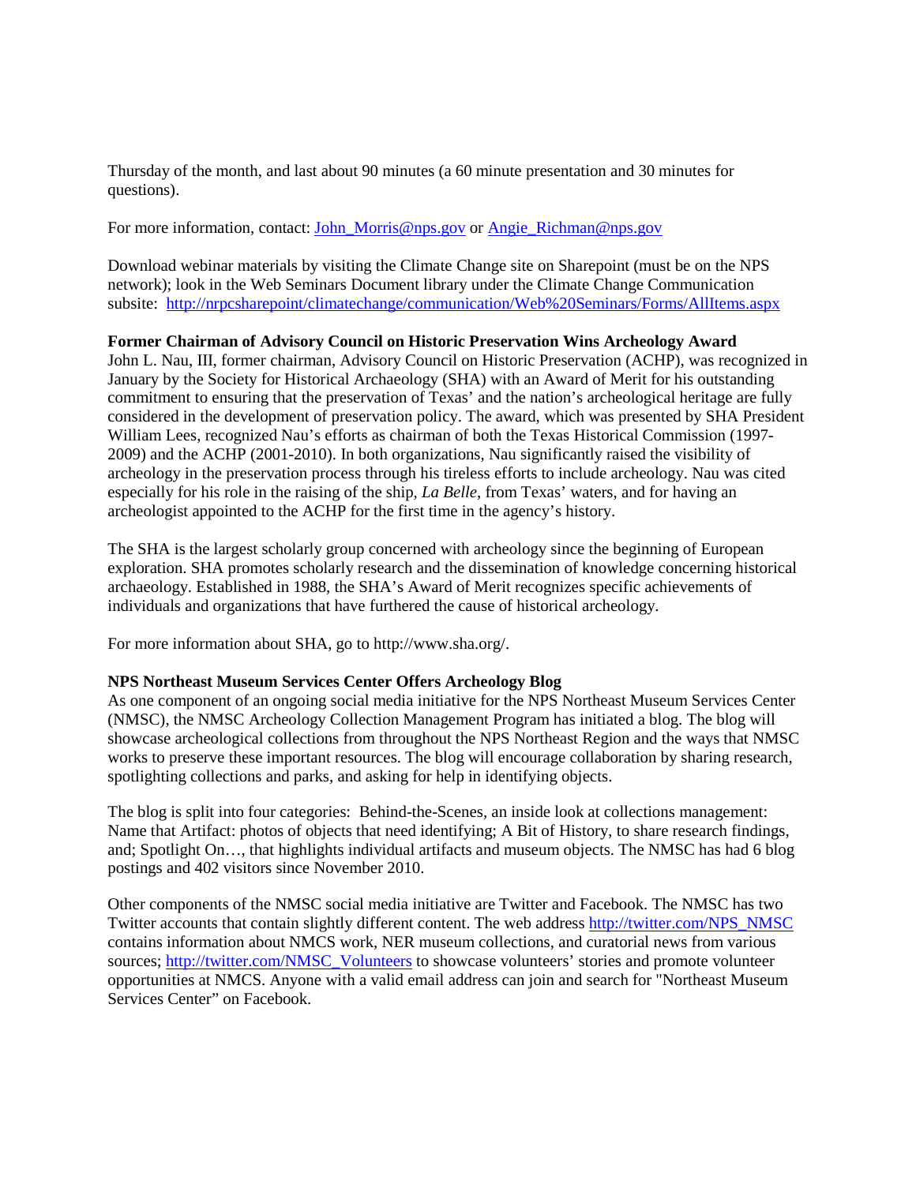Thursday of the month, and last about 90 minutes (a 60 minute presentation and 30 minutes for questions).

For more information, contact: [John_Morris@nps.gov](mailto:John_Morris@nps.gov) or [Angie_Richman@nps.gov](mailto:Angie_Richman@nps.gov)

Download webinar materials by visiting the Climate Change site on Sharepoint (must be on the NPS network); look in the Web Seminars Document library under the Climate Change Communication subsite: [http://nrpcsharepoint/climatechange/communication/Web%20Seminars/Forms/AllItems.aspx](http://nrpcsharepoint/climatechange/communication/Web%20Seminars/Forms/AllItems.aspx)

**Former Chairman of Advisory Council on Historic Preservation Wins Archeology Award**

John L. Nau, III, former chairman, Advisory Council on Historic Preservation (ACHP), was recognized in January by the Society for Historical Archaeology (SHA) with an Award of Merit for his outstanding commitment to ensuring that the preservation of Texas' and the nation's archeological heritage are fully considered in the development of preservation policy. The award, which was presented by SHA President William Lees, recognized Nau's efforts as chairman of both the Texas Historical Commission (1997-2009) and the ACHP (2001-2010). In both organizations, Nau significantly raised the visibility of archeology in the preservation process through his tireless efforts to include archeology. Nau was cited especially for his role in the raising of the ship, *La Belle*, from Texas' waters, and for having an archeologist appointed to the ACHP for the first time in the agency's history.

The SHA is the largest scholarly group concerned with archeology since the beginning of European exploration. SHA promotes scholarly research and the dissemination of knowledge concerning historical archaeology. Established in 1988, the SHA's Award of Merit recognizes specific achievements of individuals and organizations that have furthered the cause of historical archeology.

For more information about SHA, go to http://www.sha.org/.

**NPS Northeast Museum Services Center Offers Archeology Blog**

As one component of an ongoing social media initiative for the NPS Northeast Museum Services Center (NMSC), the NMSC Archeology Collection Management Program has initiated a blog. The blog will showcase archeological collections from throughout the NPS Northeast Region and the ways that NMSC works to preserve these important resources. The blog will encourage collaboration by sharing research, spotlighting collections and parks, and asking for help in identifying objects.

The blog is split into four categories: Behind-the-Scenes, an inside look at collections management: Name that Artifact: photos of objects that need identifying; A Bit of History, to share research findings, and; Spotlight On…, that highlights individual artifacts and museum objects. The NMSC has had 6 blog postings and 402 visitors since November 2010.

Other components of the NMSC social media initiative are Twitter and Facebook. The NMSC has two Twitter accounts that contain slightly different content. The web address [http://twitter.com/NPS_NMSC](http://twitter.com/NPS_NMSC) contains information about NMCS work, NER museum collections, and curatorial news from various sources; [http://twitter.com/NMSC_Volunteers](http://twitter.com/NMSC_Volunteers) to showcase volunteers' stories and promote volunteer opportunities at NMCS. Anyone with a valid email address can join and search for "Northeast Museum Services Center" on Facebook.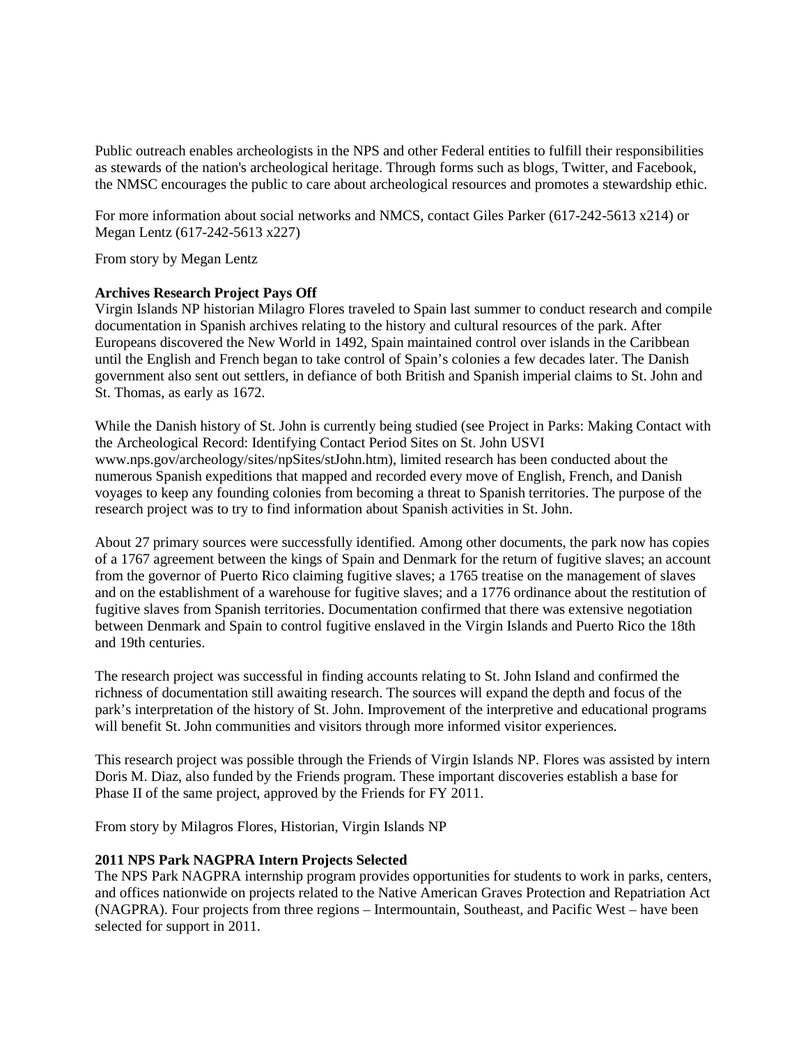Public outreach enables archeologists in the NPS and other Federal entities to fulfill their responsibilities as stewards of the nation's archeological heritage. Through forms such as blogs, Twitter, and Facebook, the NMSC encourages the public to care about archeological resources and promotes a stewardship ethic.

For more information about social networks and NMCS, contact Giles Parker (617-242-5613 x214) or Megan Lentz (617-242-5613 x227)

From story by Megan Lentz

**Archives Research Project Pays Off**

Virgin Islands NP historian Milagro Flores traveled to Spain last summer to conduct research and compile documentation in Spanish archives relating to the history and cultural resources of the park. After Europeans discovered the New World in 1492, Spain maintained control over islands in the Caribbean until the English and French began to take control of Spain's colonies a few decades later. The Danish government also sent out settlers, in defiance of both British and Spanish imperial claims to St. John and St. Thomas, as early as 1672.

While the Danish history of St. John is currently being studied (see Project in Parks: Making Contact with the Archeological Record: Identifying Contact Period Sites on St. John USVI www.nps.gov/archeology/sites/npSites/stJohn.htm), limited research has been conducted about the numerous Spanish expeditions that mapped and recorded every move of English, French, and Danish voyages to keep any founding colonies from becoming a threat to Spanish territories. The purpose of the research project was to try to find information about Spanish activities in St. John.

About 27 primary sources were successfully identified. Among other documents, the park now has copies of a 1767 agreement between the kings of Spain and Denmark for the return of fugitive slaves; an account from the governor of Puerto Rico claiming fugitive slaves; a 1765 treatise on the management of slaves and on the establishment of a warehouse for fugitive slaves; and a 1776 ordinance about the restitution of fugitive slaves from Spanish territories. Documentation confirmed that there was extensive negotiation between Denmark and Spain to control fugitive enslaved in the Virgin Islands and Puerto Rico the 18th and 19th centuries.

The research project was successful in finding accounts relating to St. John Island and confirmed the richness of documentation still awaiting research. The sources will expand the depth and focus of the park's interpretation of the history of St. John. Improvement of the interpretive and educational programs will benefit St. John communities and visitors through more informed visitor experiences.

This research project was possible through the Friends of Virgin Islands NP. Flores was assisted by intern Doris M. Diaz, also funded by the Friends program. These important discoveries establish a base for Phase II of the same project, approved by the Friends for FY 2011.

From story by Milagros Flores, Historian, Virgin Islands NP

**2011 NPS Park NAGPRA Intern Projects Selected**

The NPS Park NAGPRA internship program provides opportunities for students to work in parks, centers, and offices nationwide on projects related to the Native American Graves Protection and Repatriation Act (NAGPRA). Four projects from three regions – Intermountain, Southeast, and Pacific West – have been selected for support in 2011.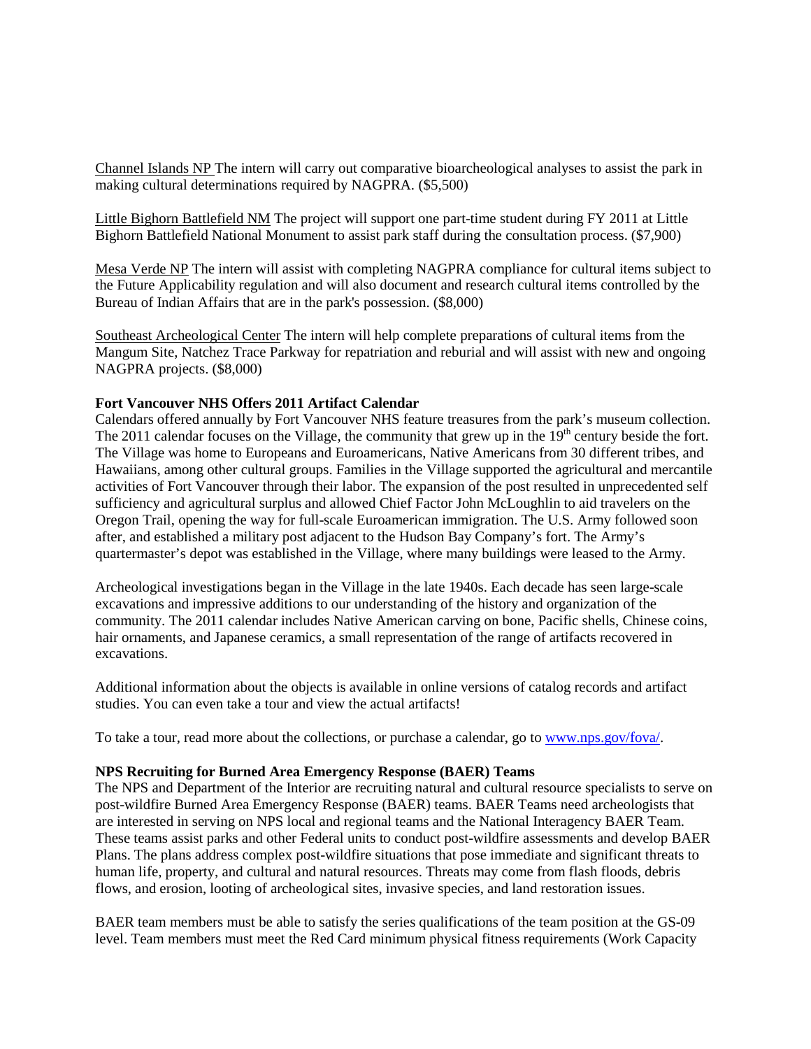Channel Islands NP The intern will carry out comparative bioarcheological analyses to assist the park in making cultural determinations required by NAGPRA. ($5,500)

Little Bighorn Battlefield NM The project will support one part-time student during FY 2011 at Little Bighorn Battlefield National Monument to assist park staff during the consultation process. ($7,900)

Mesa Verde NP The intern will assist with completing NAGPRA compliance for cultural items subject to the Future Applicability regulation and will also document and research cultural items controlled by the Bureau of Indian Affairs that are in the park's possession. ($8,000)

Southeast Archeological Center The intern will help complete preparations of cultural items from the Mangum Site, Natchez Trace Parkway for repatriation and reburial and will assist with new and ongoing NAGPRA projects. ($8,000)

**Fort Vancouver NHS Offers 2011 Artifact Calendar**

Calendars offered annually by Fort Vancouver NHS feature treasures from the park's museum collection. The 2011 calendar focuses on the Village, the community that grew up in the 19th century beside the fort. The Village was home to Europeans and Euroamericans, Native Americans from 30 different tribes, and Hawaiians, among other cultural groups. Families in the Village supported the agricultural and mercantile activities of Fort Vancouver through their labor. The expansion of the post resulted in unprecedented self sufficiency and agricultural surplus and allowed Chief Factor John McLoughlin to aid travelers on the Oregon Trail, opening the way for full-scale Euroamerican immigration. The U.S. Army followed soon after, and established a military post adjacent to the Hudson Bay Company's fort. The Army's quartermaster's depot was established in the Village, where many buildings were leased to the Army.

Archeological investigations began in the Village in the late 1940s. Each decade has seen large-scale excavations and impressive additions to our understanding of the history and organization of the community. The 2011 calendar includes Native American carving on bone, Pacific shells, Chinese coins, hair ornaments, and Japanese ceramics, a small representation of the range of artifacts recovered in excavations.

Additional information about the objects is available in online versions of catalog records and artifact studies. You can even take a tour and view the actual artifacts!

To take a tour, read more about the collections, or purchase a calendar, go to www.nps.gov/fova/.

**NPS Recruiting for Burned Area Emergency Response (BAER) Teams**

The NPS and Department of the Interior are recruiting natural and cultural resource specialists to serve on post-wildfire Burned Area Emergency Response (BAER) teams. BAER Teams need archeologists that are interested in serving on NPS local and regional teams and the National Interagency BAER Team. These teams assist parks and other Federal units to conduct post-wildfire assessments and develop BAER Plans. The plans address complex post-wildfire situations that pose immediate and significant threats to human life, property, and cultural and natural resources. Threats may come from flash floods, debris flows, and erosion, looting of archeological sites, invasive species, and land restoration issues.

BAER team members must be able to satisfy the series qualifications of the team position at the GS-09 level. Team members must meet the Red Card minimum physical fitness requirements (Work Capacity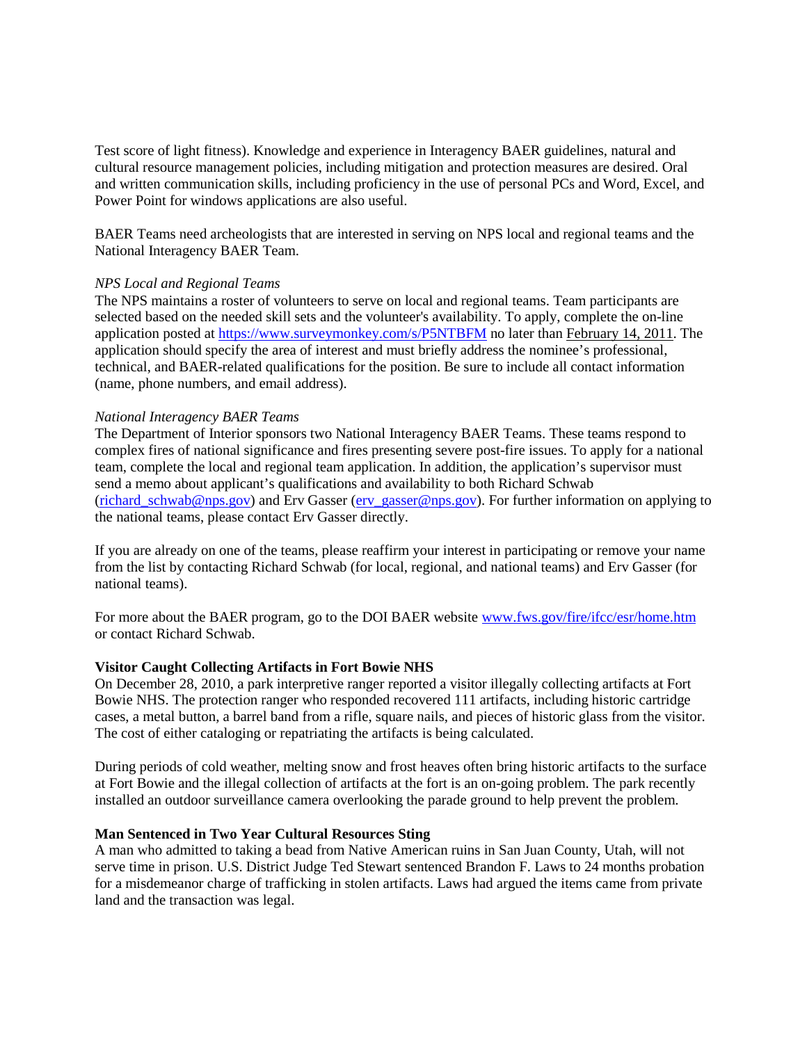Test score of light fitness). Knowledge and experience in Interagency BAER guidelines, natural and cultural resource management policies, including mitigation and protection measures are desired. Oral and written communication skills, including proficiency in the use of personal PCs and Word, Excel, and Power Point for windows applications are also useful.

BAER Teams need archeologists that are interested in serving on NPS local and regional teams and the National Interagency BAER Team.

*NPS Local and Regional Teams*

The NPS maintains a roster of volunteers to serve on local and regional teams. Team participants are selected based on the needed skill sets and the volunteer's availability. To apply, complete the on-line application posted at [https://www.surveymonkey.com/s/P5NTBFM](https://www.surveymonkey.com/s/P5NTBFM) no later than February 14, 2011. The application should specify the area of interest and must briefly address the nominee's professional, technical, and BAER-related qualifications for the position. Be sure to include all contact information (name, phone numbers, and email address).

*National Interagency BAER Teams*

The Department of Interior sponsors two National Interagency BAER Teams. These teams respond to complex fires of national significance and fires presenting severe post-fire issues. To apply for a national team, complete the local and regional team application. In addition, the application's supervisor must send a memo about applicant's qualifications and availability to both Richard Schwab ([richard_schwab@nps.gov](mailto:richard_schwab@nps.gov)) and Erv Gasser ([erv_gasser@nps.gov](mailto:erv_gasser@nps.gov)). For further information on applying to the national teams, please contact Erv Gasser directly.

If you are already on one of the teams, please reaffirm your interest in participating or remove your name from the list by contacting Richard Schwab (for local, regional, and national teams) and Erv Gasser (for national teams).

For more about the BAER program, go to the DOI BAER website [www.fws.gov/fire/ifcc/esr/home.htm](http://www.fws.gov/fire/ifcc/esr/home.htm) or contact Richard Schwab.

**Visitor Caught Collecting Artifacts in Fort Bowie NHS**

On December 28, 2010, a park interpretive ranger reported a visitor illegally collecting artifacts at Fort Bowie NHS. The protection ranger who responded recovered 111 artifacts, including historic cartridge cases, a metal button, a barrel band from a rifle, square nails, and pieces of historic glass from the visitor. The cost of either cataloging or repatriating the artifacts is being calculated.

During periods of cold weather, melting snow and frost heaves often bring historic artifacts to the surface at Fort Bowie and the illegal collection of artifacts at the fort is an on-going problem. The park recently installed an outdoor surveillance camera overlooking the parade ground to help prevent the problem.

**Man Sentenced in Two Year Cultural Resources Sting**

A man who admitted to taking a bead from Native American ruins in San Juan County, Utah, will not serve time in prison. U.S. District Judge Ted Stewart sentenced Brandon F. Laws to 24 months probation for a misdemeanor charge of trafficking in stolen artifacts. Laws had argued the items came from private land and the transaction was legal.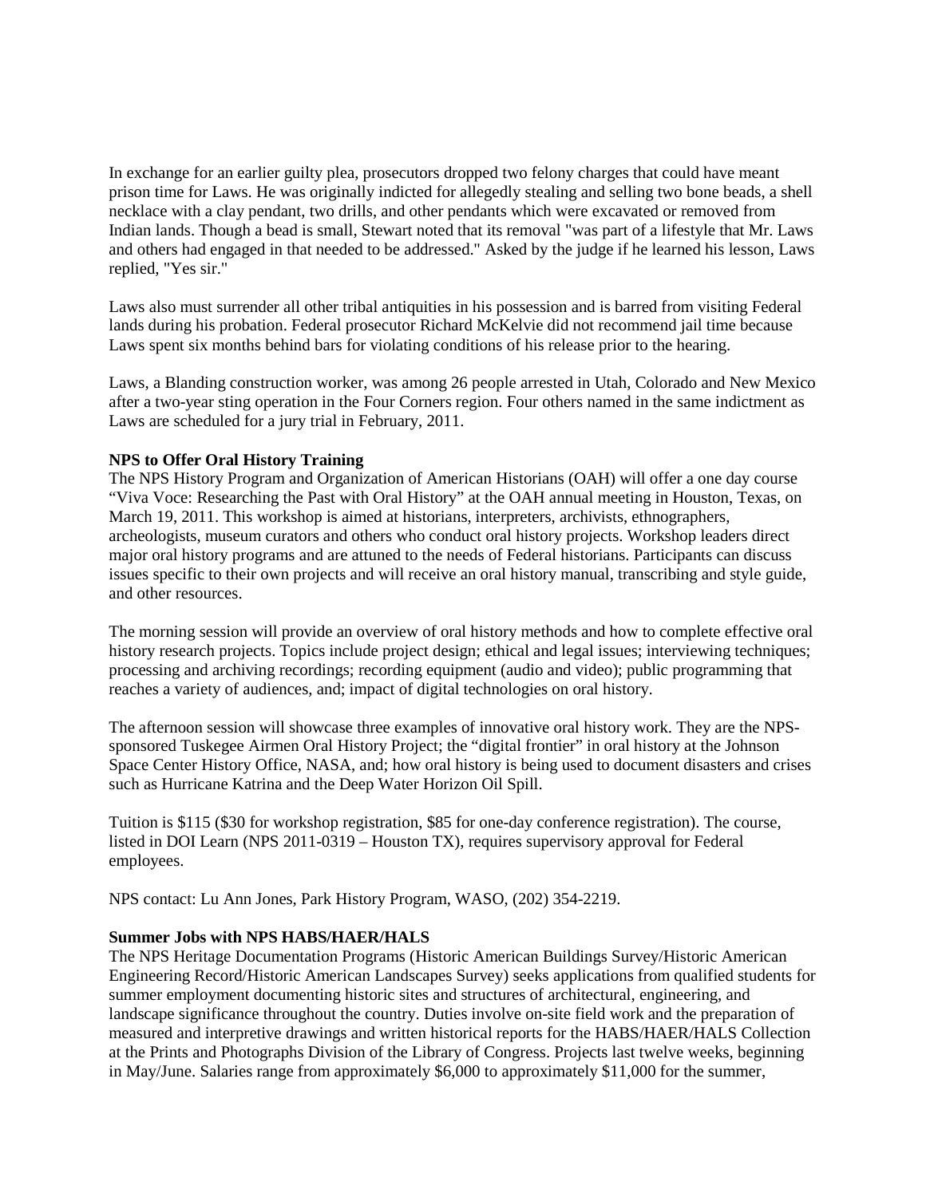In exchange for an earlier guilty plea, prosecutors dropped two felony charges that could have meant prison time for Laws. He was originally indicted for allegedly stealing and selling two bone beads, a shell necklace with a clay pendant, two drills, and other pendants which were excavated or removed from Indian lands. Though a bead is small, Stewart noted that its removal "was part of a lifestyle that Mr. Laws and others had engaged in that needed to be addressed." Asked by the judge if he learned his lesson, Laws replied, "Yes sir."

Laws also must surrender all other tribal antiquities in his possession and is barred from visiting Federal lands during his probation. Federal prosecutor Richard McKelvie did not recommend jail time because Laws spent six months behind bars for violating conditions of his release prior to the hearing.

Laws, a Blanding construction worker, was among 26 people arrested in Utah, Colorado and New Mexico after a two-year sting operation in the Four Corners region. Four others named in the same indictment as Laws are scheduled for a jury trial in February, 2011.

**NPS to Offer Oral History Training**

The NPS History Program and Organization of American Historians (OAH) will offer a one day course "Viva Voce: Researching the Past with Oral History" at the OAH annual meeting in Houston, Texas, on March 19, 2011. This workshop is aimed at historians, interpreters, archivists, ethnographers, archeologists, museum curators and others who conduct oral history projects. Workshop leaders direct major oral history programs and are attuned to the needs of Federal historians. Participants can discuss issues specific to their own projects and will receive an oral history manual, transcribing and style guide, and other resources.

The morning session will provide an overview of oral history methods and how to complete effective oral history research projects. Topics include project design; ethical and legal issues; interviewing techniques; processing and archiving recordings; recording equipment (audio and video); public programming that reaches a variety of audiences, and; impact of digital technologies on oral history.

The afternoon session will showcase three examples of innovative oral history work. They are the NPS-sponsored Tuskegee Airmen Oral History Project; the "digital frontier" in oral history at the Johnson Space Center History Office, NASA, and; how oral history is being used to document disasters and crises such as Hurricane Katrina and the Deep Water Horizon Oil Spill.

Tuition is $115 ($30 for workshop registration, $85 for one-day conference registration). The course, listed in DOI Learn (NPS 2011-0319 – Houston TX), requires supervisory approval for Federal employees.

NPS contact: Lu Ann Jones, Park History Program, WASO, (202) 354-2219.

**Summer Jobs with NPS HABS/HAER/HALS**

The NPS Heritage Documentation Programs (Historic American Buildings Survey/Historic American Engineering Record/Historic American Landscapes Survey) seeks applications from qualified students for summer employment documenting historic sites and structures of architectural, engineering, and landscape significance throughout the country. Duties involve on-site field work and the preparation of measured and interpretive drawings and written historical reports for the HABS/HAER/HALS Collection at the Prints and Photographs Division of the Library of Congress. Projects last twelve weeks, beginning in May/June. Salaries range from approximately $6,000 to approximately $11,000 for the summer,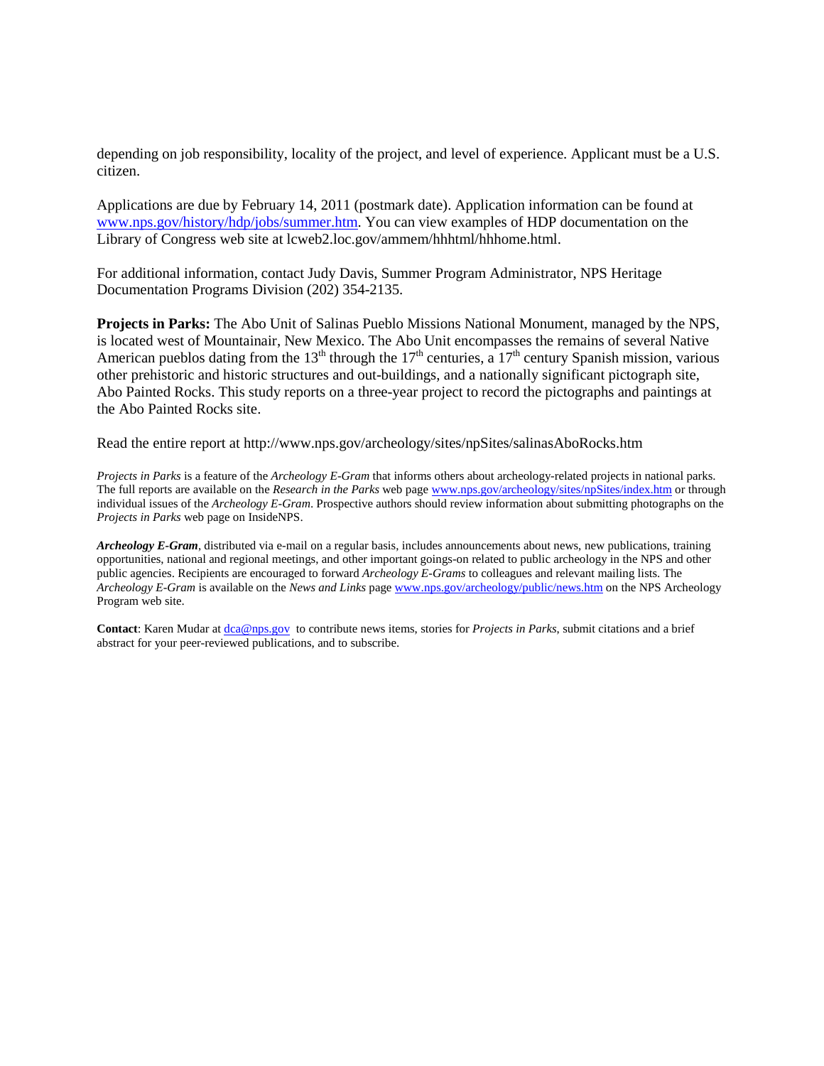depending on job responsibility, locality of the project, and level of experience. Applicant must be a U.S. citizen.

Applications are due by February 14, 2011 (postmark date). Application information can be found at www.nps.gov/history/hdp/jobs/summer.htm. You can view examples of HDP documentation on the Library of Congress web site at lcweb2.loc.gov/ammem/hhhtml/hhhome.html.

For additional information, contact Judy Davis, Summer Program Administrator, NPS Heritage Documentation Programs Division (202) 354-2135.

**Projects in Parks:** The Abo Unit of Salinas Pueblo Missions National Monument, managed by the NPS, is located west of Mountainair, New Mexico. The Abo Unit encompasses the remains of several Native American pueblos dating from the 13th through the 17th centuries, a 17th century Spanish mission, various other prehistoric and historic structures and out-buildings, and a nationally significant pictograph site, Abo Painted Rocks. This study reports on a three-year project to record the pictographs and paintings at the Abo Painted Rocks site.

Read the entire report at http://www.nps.gov/archeology/sites/npSites/salinasAboRocks.htm

*Projects in Parks* is a feature of the *Archeology E-Gram* that informs others about archeology-related projects in national parks. The full reports are available on the *Research in the Parks* web page www.nps.gov/archeology/sites/npSites/index.htm or through individual issues of the *Archeology E-Gram*. Prospective authors should review information about submitting photographs on the *Projects in Parks* web page on InsideNPS.

***Archeology E-Gram***, distributed via e-mail on a regular basis, includes announcements about news, new publications, training opportunities, national and regional meetings, and other important goings-on related to public archeology in the NPS and other public agencies. Recipients are encouraged to forward *Archeology E-Grams* to colleagues and relevant mailing lists. The *Archeology E-Gram* is available on the *News and Links* page www.nps.gov/archeology/public/news.htm on the NPS Archeology Program web site.

**Contact**: Karen Mudar at dca@nps.gov to contribute news items, stories for *Projects in Parks*, submit citations and a brief abstract for your peer-reviewed publications, and to subscribe.